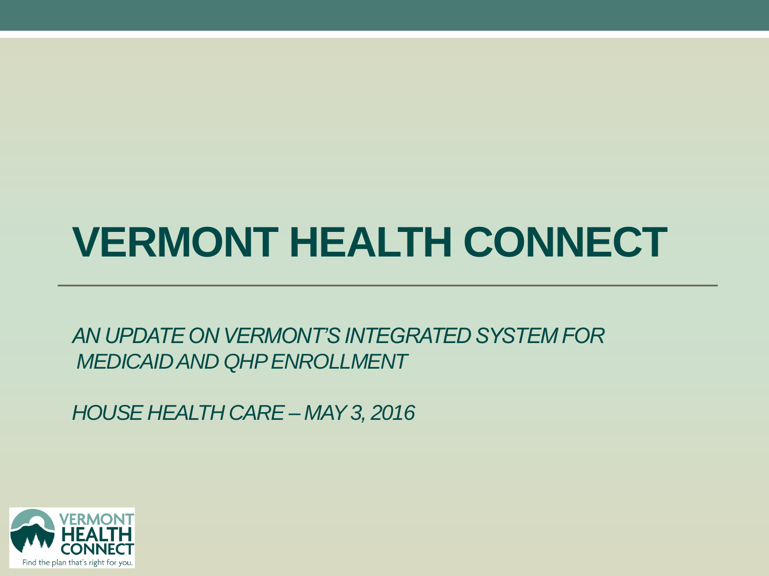# VERMONT HEALTH CONNECT

*AN UPDATE ON VERMONT'S INTEGRATED SYSTEM FOR MEDICAID AND QHP ENROLLMENT*

*HOUSE HEALTH CARE – MAY 3, 2016*

VERMONT HEALTH CONNECT

Find the plan that's right for you.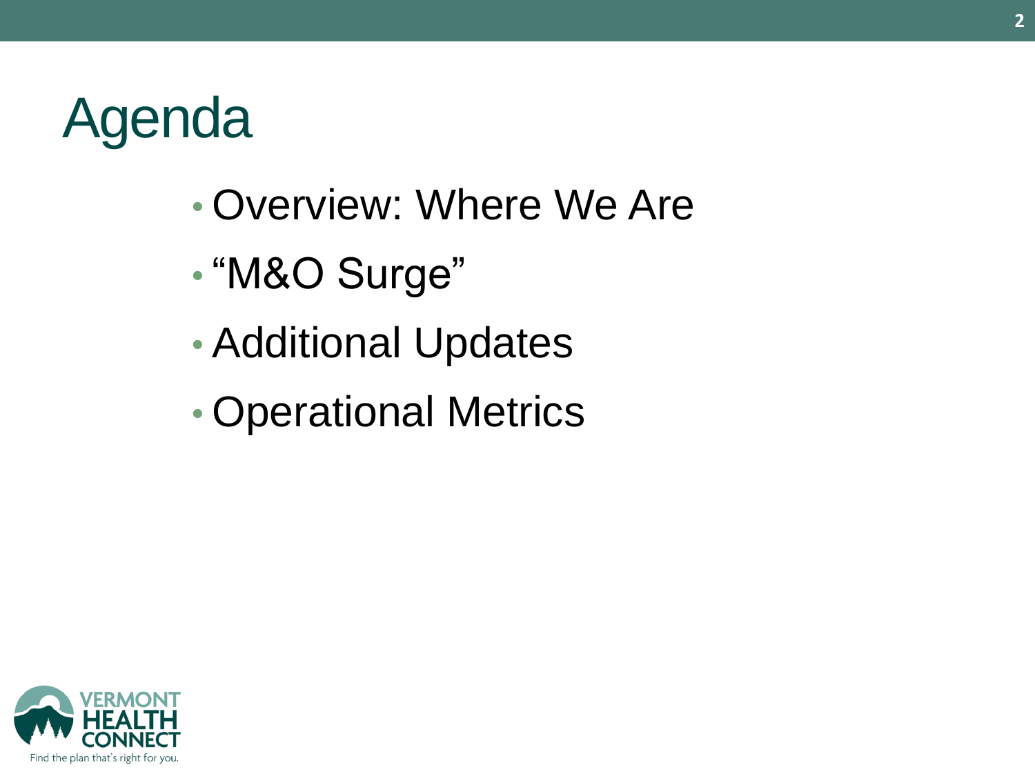# Agenda

- Overview: Where We Are
- “M&O Surge”
- Additional Updates
- Operational Metrics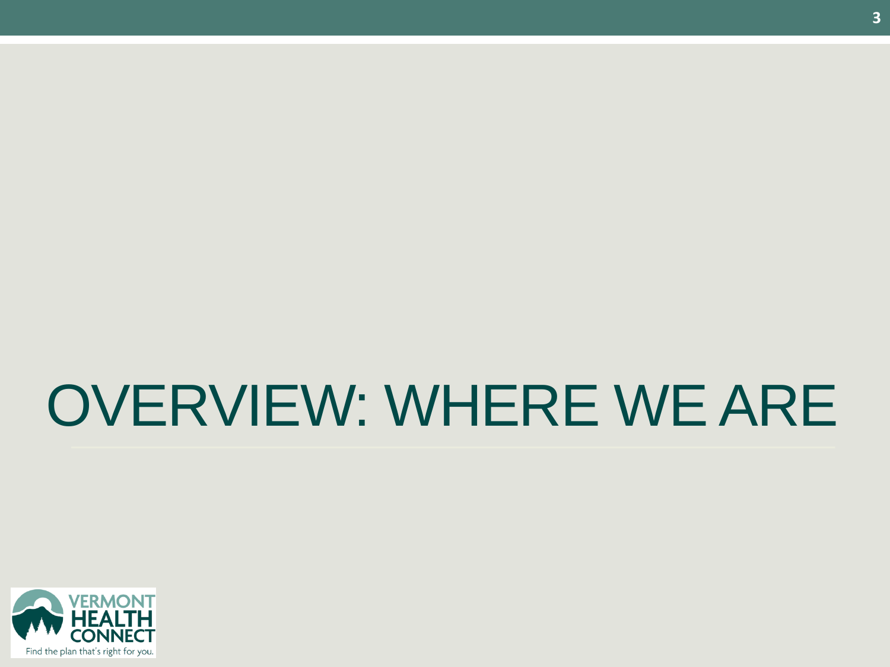# OVERVIEW: WHERE WE ARE

VERMONT HEALTH CONNECT

Find the plan that's right for you.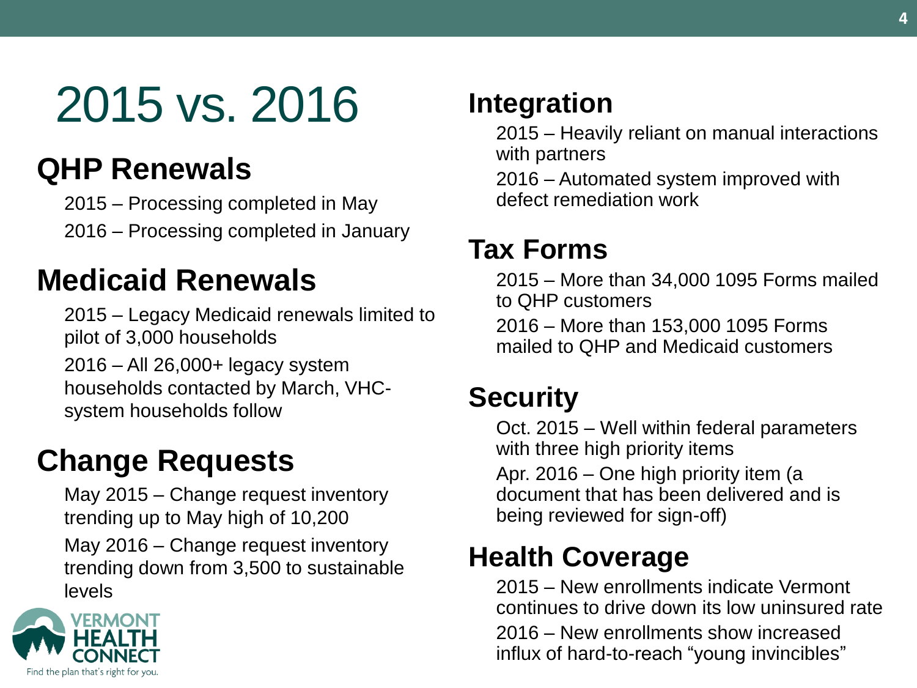# 2015 vs. 2016

## QHP Renewals

2015 – Processing completed in May

2016 – Processing completed in January

## Medicaid Renewals

2015 – Legacy Medicaid renewals limited to pilot of 3,000 households

2016 – All 26,000+ legacy system households contacted by March, VHC-system households follow

## Change Requests

May 2015 – Change request inventory trending up to May high of 10,200

May 2016 – Change request inventory trending down from 3,500 to sustainable levels

## Integration

2015 – Heavily reliant on manual interactions with partners

2016 – Automated system improved with defect remediation work

## Tax Forms

2015 – More than 34,000 1095 Forms mailed to QHP customers

2016 – More than 153,000 1095 Forms mailed to QHP and Medicaid customers

## Security

Oct. 2015 – Well within federal parameters with three high priority items

Apr. 2016 – One high priority item (a document that has been delivered and is being reviewed for sign-off)

## Health Coverage

2015 – New enrollments indicate Vermont continues to drive down its low uninsured rate

2016 – New enrollments show increased influx of hard-to-reach "young invincibles"

VERMONT HEALTH CONNECT
Find the plan that's right for you.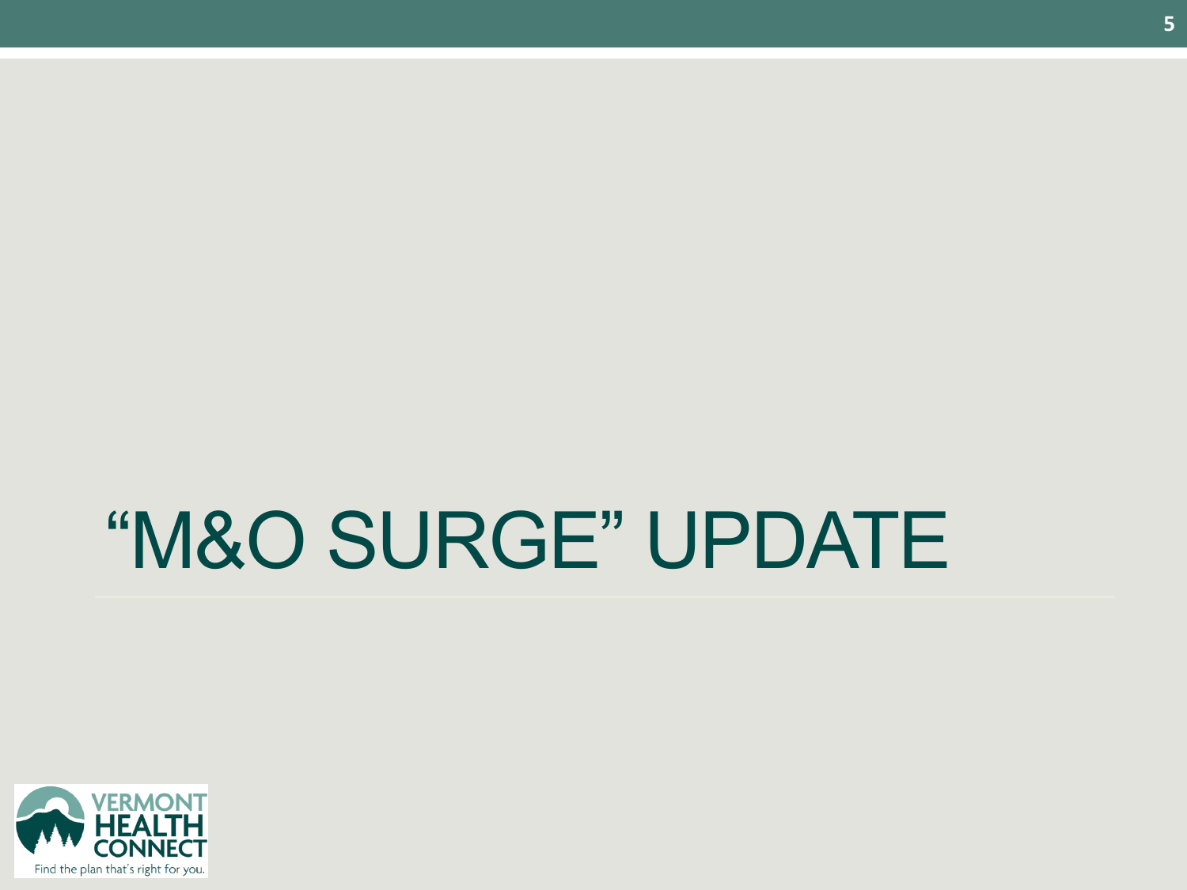# “M&O SURGE” UPDATE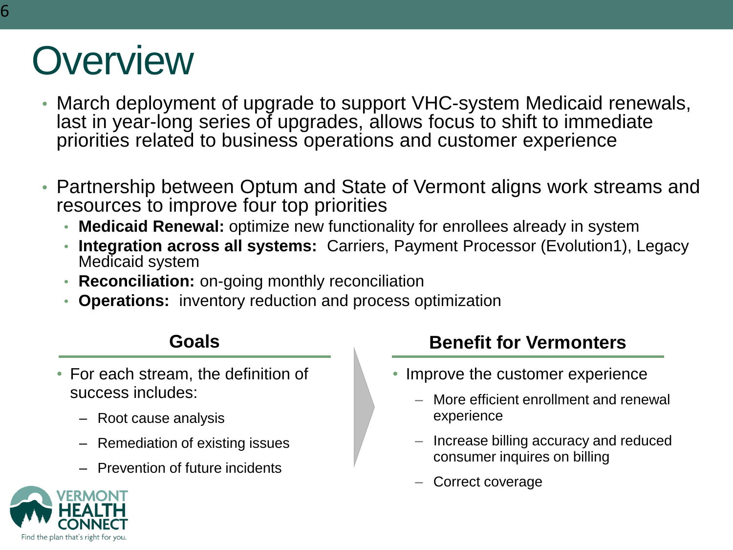# Overview

- March deployment of upgrade to support VHC-system Medicaid renewals, last in year-long series of upgrades, allows focus to shift to immediate priorities related to business operations and customer experience

- Partnership between Optum and State of Vermont aligns work streams and resources to improve four top priorities
  - **Medicaid Renewal:** optimize new functionality for enrollees already in system
  - **Integration across all systems:** Carriers, Payment Processor (Evolution1), Legacy Medicaid system
  - **Reconciliation:** on-going monthly reconciliation
  - **Operations:** inventory reduction and process optimization

## Goals

- For each stream, the definition of success includes:
  - Root cause analysis
  - Remediation of existing issues
  - Prevention of future incidents

## Benefit for Vermonters

- Improve the customer experience
  - More efficient enrollment and renewal experience
  - Increase billing accuracy and reduced consumer inquires on billing
  - Correct coverage

VERMONT HEALTH CONNECT
Find the plan that's right for you.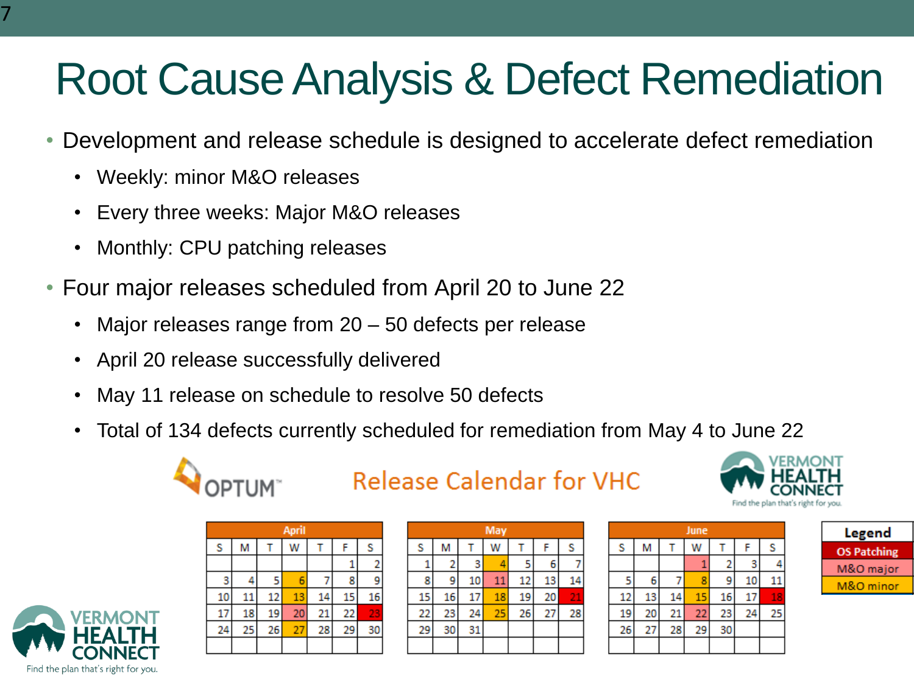# Root Cause Analysis & Defect Remediation

- Development and release schedule is designed to accelerate defect remediation
  - Weekly: minor M&O releases
  - Every three weeks: Major M&O releases
  - Monthly: CPU patching releases
- Four major releases scheduled from April 20 to June 22
  - Major releases range from 20 – 50 defects per release
  - April 20 release successfully delivered
  - May 11 release on schedule to resolve 50 defects
  - Total of 134 defects currently scheduled for remediation from May 4 to June 22

OPTUM

## Release Calendar for VHC

VERMONT HEALTH CONNECT
Find the plan that's right for you.

**April**

| S | M | T | W | T | F | S |
|---|---|---|---|---|---|---|
| | | | | | 1 | 2 |
| 3 | 4 | 5 | 6 | 7 | 8 | 9 |
| 10 | 11 | 12 | 13 | 14 | 15 | 16 |
| 17 | 18 | 19 | 20 | 21 | 22 | 23 |
| 24 | 25 | 26 | 27 | 28 | 29 | 30 |

**May**

| S | M | T | W | T | F | S |
|---|---|---|---|---|---|---|
| 1 | 2 | 3 | 4 | 5 | 6 | 7 |
| 8 | 9 | 10 | 11 | 12 | 13 | 14 |
| 15 | 16 | 17 | 18 | 19 | 20 | 21 |
| 22 | 23 | 24 | 25 | 26 | 27 | 28 |
| 29 | 30 | 31 | | | | |

**June**

| S | M | T | W | T | F | S |
|---|---|---|---|---|---|---|
| | | | 1 | 2 | 3 | 4 |
| 5 | 6 | 7 | 8 | 9 | 10 | 11 |
| 12 | 13 | 14 | 15 | 16 | 17 | 18 |
| 19 | 20 | 21 | 22 | 23 | 24 | 25 |
| 26 | 27 | 28 | 29 | 30 | | |

| Legend |
|---|
| OS Patching |
| M&O major |
| M&O minor |

VERMONT HEALTH CONNECT
Find the plan that's right for you.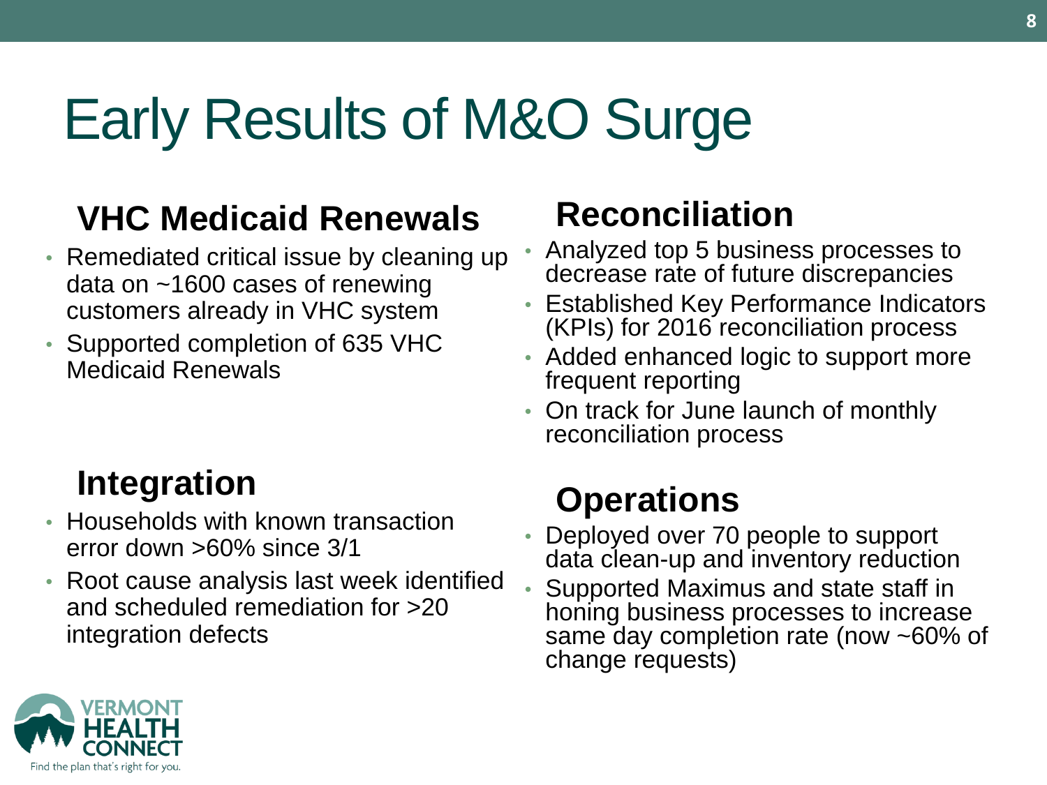# Early Results of M&O Surge

## VHC Medicaid Renewals

- Remediated critical issue by cleaning up data on ~1600 cases of renewing customers already in VHC system
- Supported completion of 635 VHC Medicaid Renewals

## Integration

- Households with known transaction error down >60% since 3/1
- Root cause analysis last week identified and scheduled remediation for >20 integration defects

## Reconciliation

- Analyzed top 5 business processes to decrease rate of future discrepancies
- Established Key Performance Indicators (KPIs) for 2016 reconciliation process
- Added enhanced logic to support more frequent reporting
- On track for June launch of monthly reconciliation process

## Operations

- Deployed over 70 people to support data clean-up and inventory reduction
- Supported Maximus and state staff in honing business processes to increase same day completion rate (now ~60% of change requests)

VERMONT HEALTH CONNECT
Find the plan that's right for you.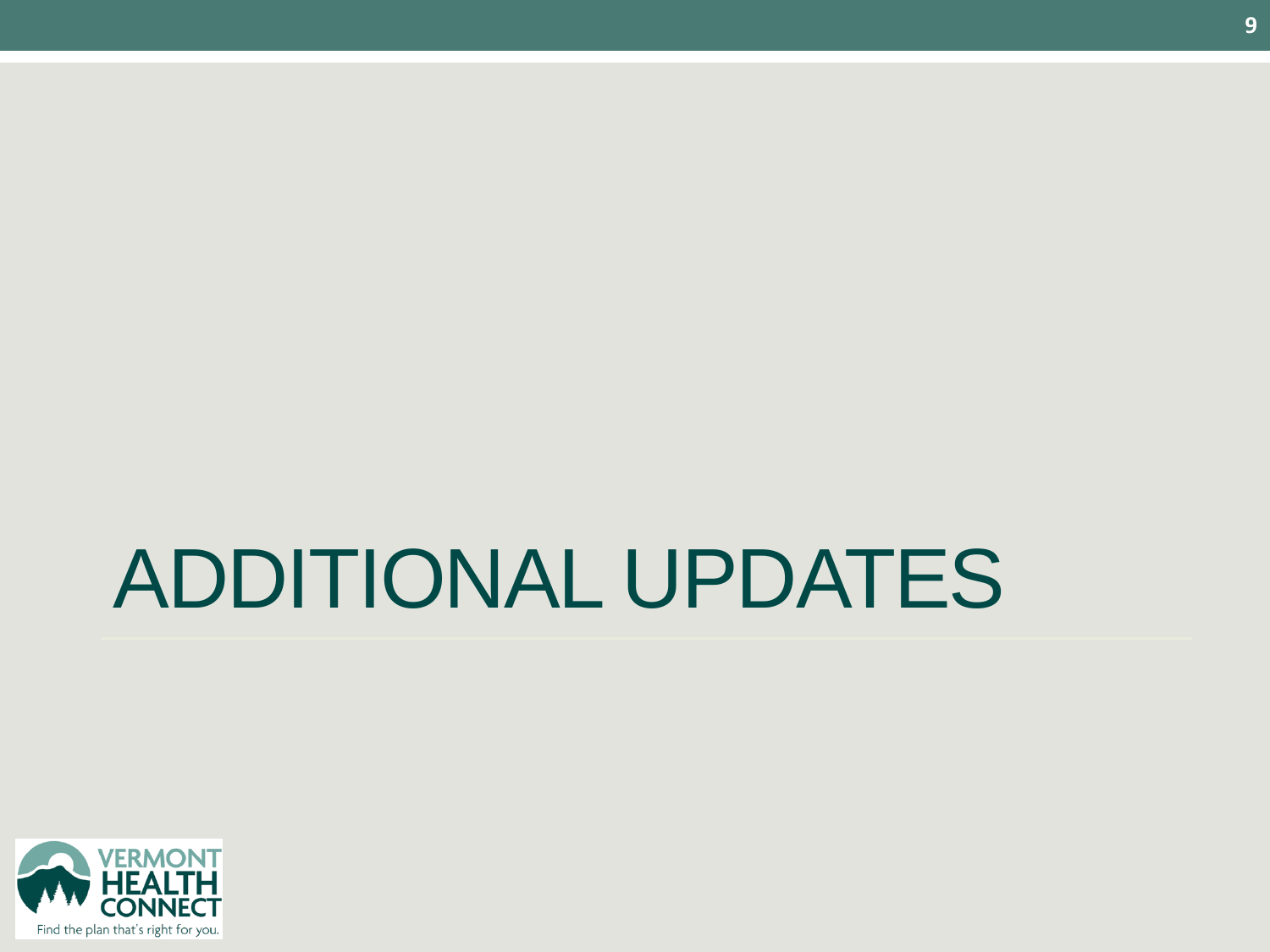# ADDITIONAL UPDATES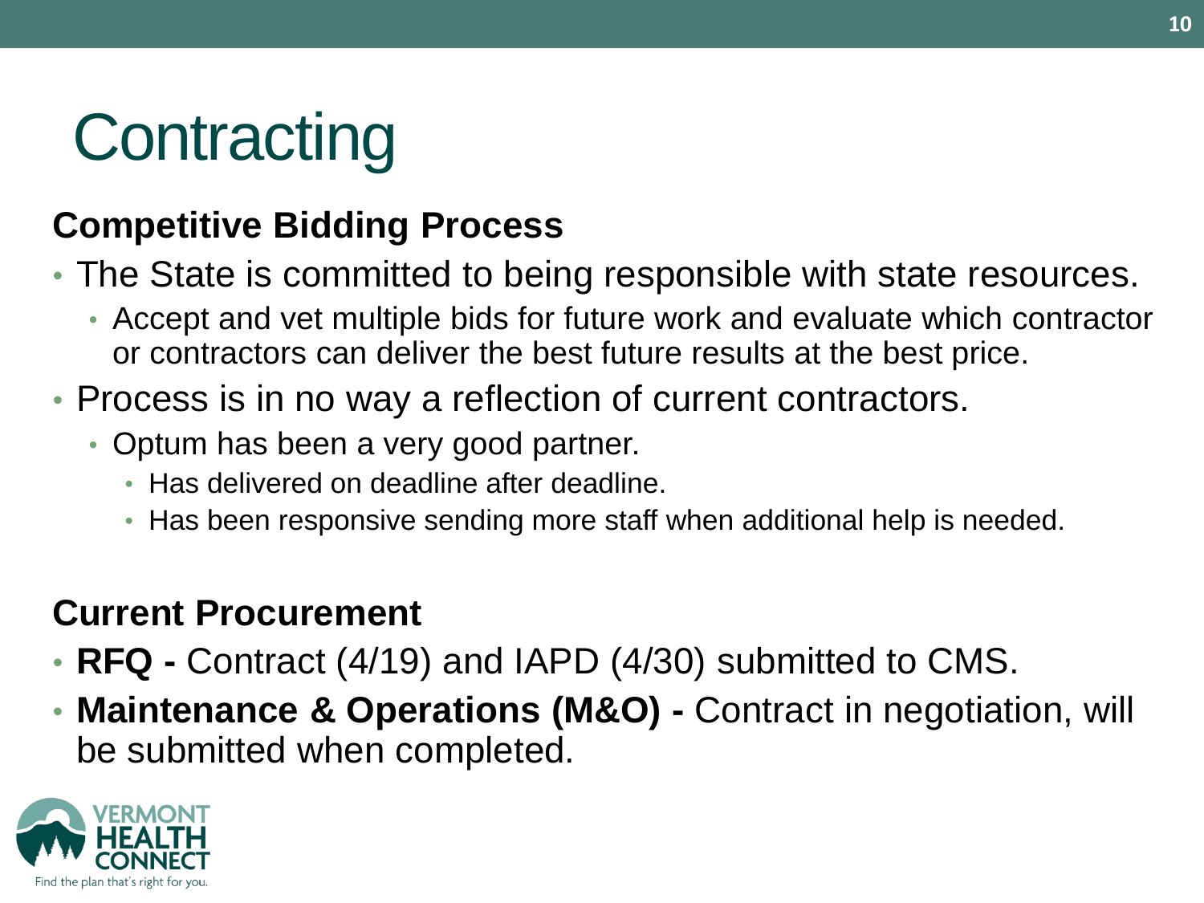# Contracting

## Competitive Bidding Process

- The State is committed to being responsible with state resources.
  - Accept and vet multiple bids for future work and evaluate which contractor or contractors can deliver the best future results at the best price.
- Process is in no way a reflection of current contractors.
  - Optum has been a very good partner.
    - Has delivered on deadline after deadline.
    - Has been responsive sending more staff when additional help is needed.

## Current Procurement

- **RFQ -** Contract (4/19) and IAPD (4/30) submitted to CMS.
- **Maintenance & Operations (M&O) -** Contract in negotiation, will be submitted when completed.

VERMONT HEALTH CONNECT
Find the plan that's right for you.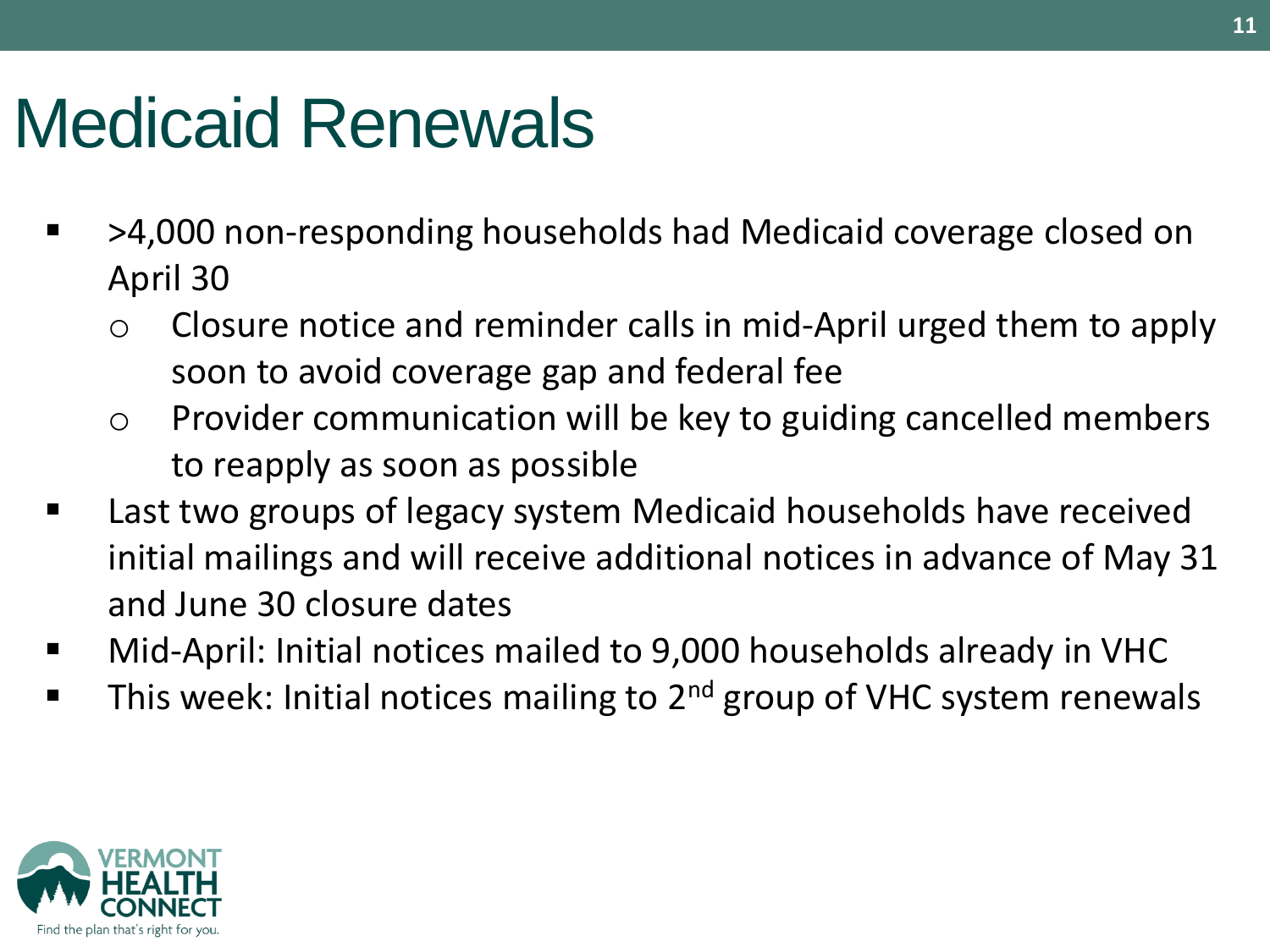# Medicaid Renewals

- >4,000 non-responding households had Medicaid coverage closed on April 30
  - Closure notice and reminder calls in mid-April urged them to apply soon to avoid coverage gap and federal fee
  - Provider communication will be key to guiding cancelled members to reapply as soon as possible
- Last two groups of legacy system Medicaid households have received initial mailings and will receive additional notices in advance of May 31 and June 30 closure dates
- Mid-April: Initial notices mailed to 9,000 households already in VHC
- This week: Initial notices mailing to 2nd group of VHC system renewals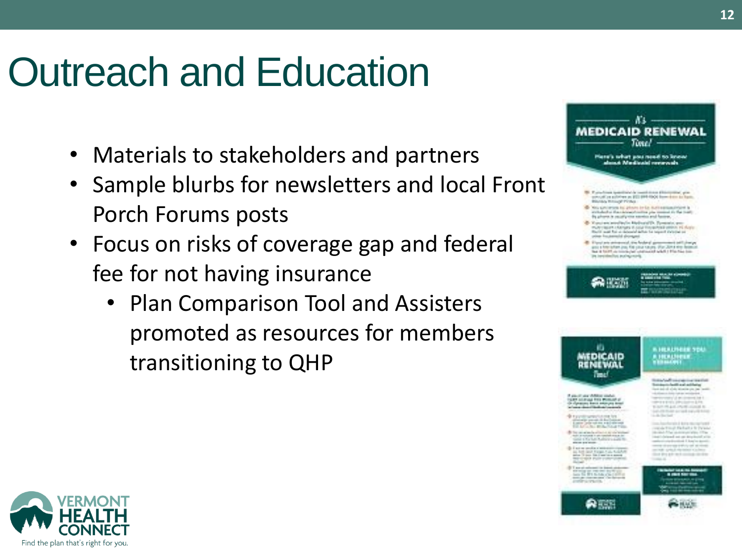# Outreach and Education

- Materials to stakeholders and partners
- Sample blurbs for newsletters and local Front Porch Forums posts
- Focus on risks of coverage gap and federal fee for not having insurance
  - Plan Comparison Tool and Assisters promoted as resources for members transitioning to QHP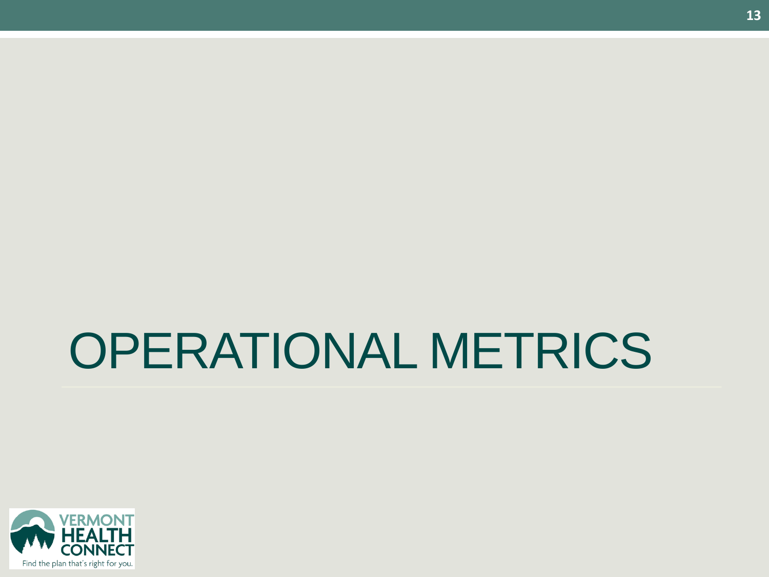# OPERATIONAL METRICS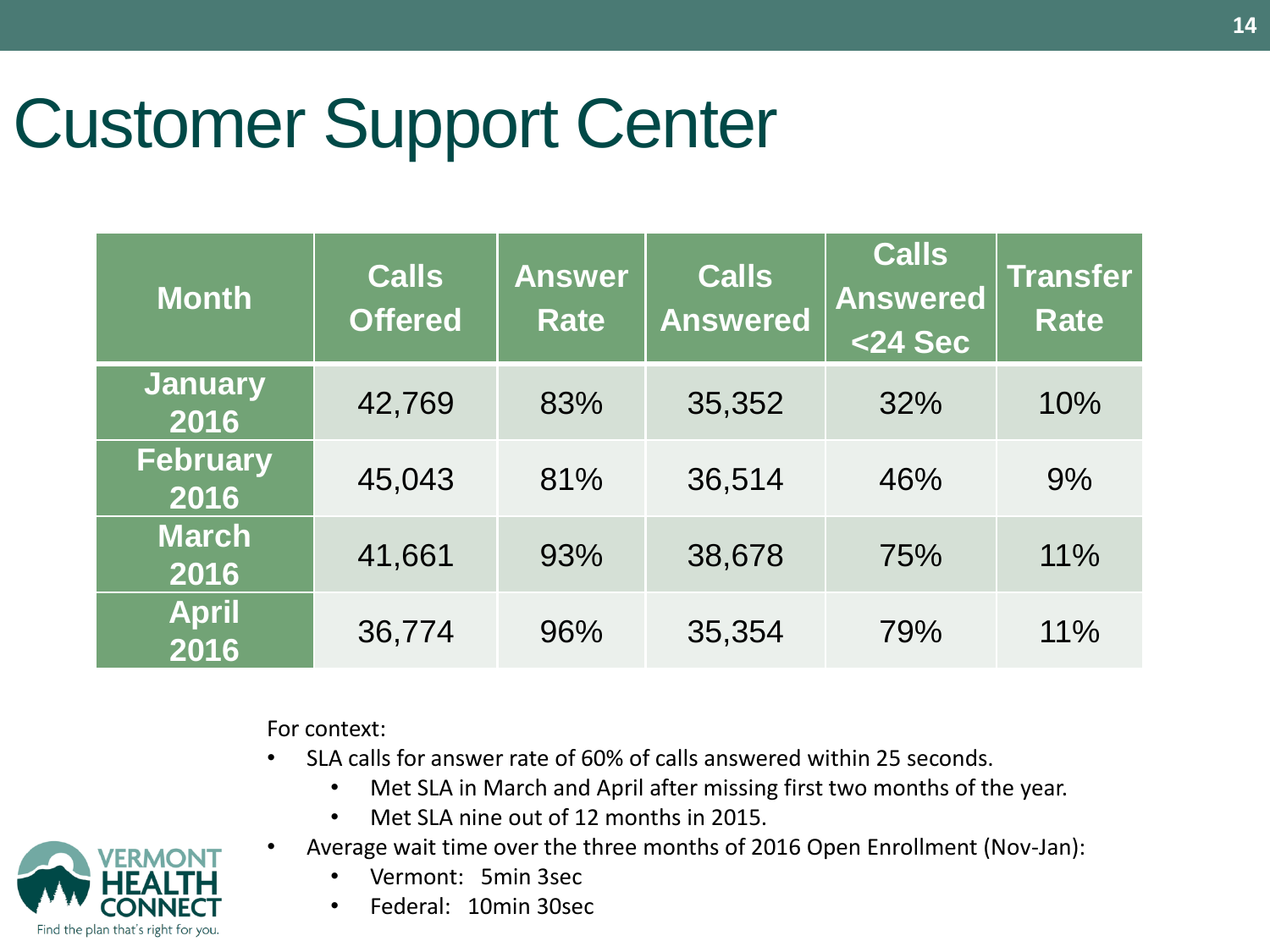# Customer Support Center

| Month | Calls Offered | Answer Rate | Calls Answered | Calls Answered <24 Sec | Transfer Rate |
|---|---|---|---|---|---|
| January 2016 | 42,769 | 83% | 35,352 | 32% | 10% |
| February 2016 | 45,043 | 81% | 36,514 | 46% | 9% |
| March 2016 | 41,661 | 93% | 38,678 | 75% | 11% |
| April 2016 | 36,774 | 96% | 35,354 | 79% | 11% |

For context:

- SLA calls for answer rate of 60% of calls answered within 25 seconds.
  - Met SLA in March and April after missing first two months of the year.
  - Met SLA nine out of 12 months in 2015.
- Average wait time over the three months of 2016 Open Enrollment (Nov-Jan):
  - Vermont: 5min 3sec
  - Federal: 10min 30sec

VERMONT HEALTH CONNECT
Find the plan that's right for you.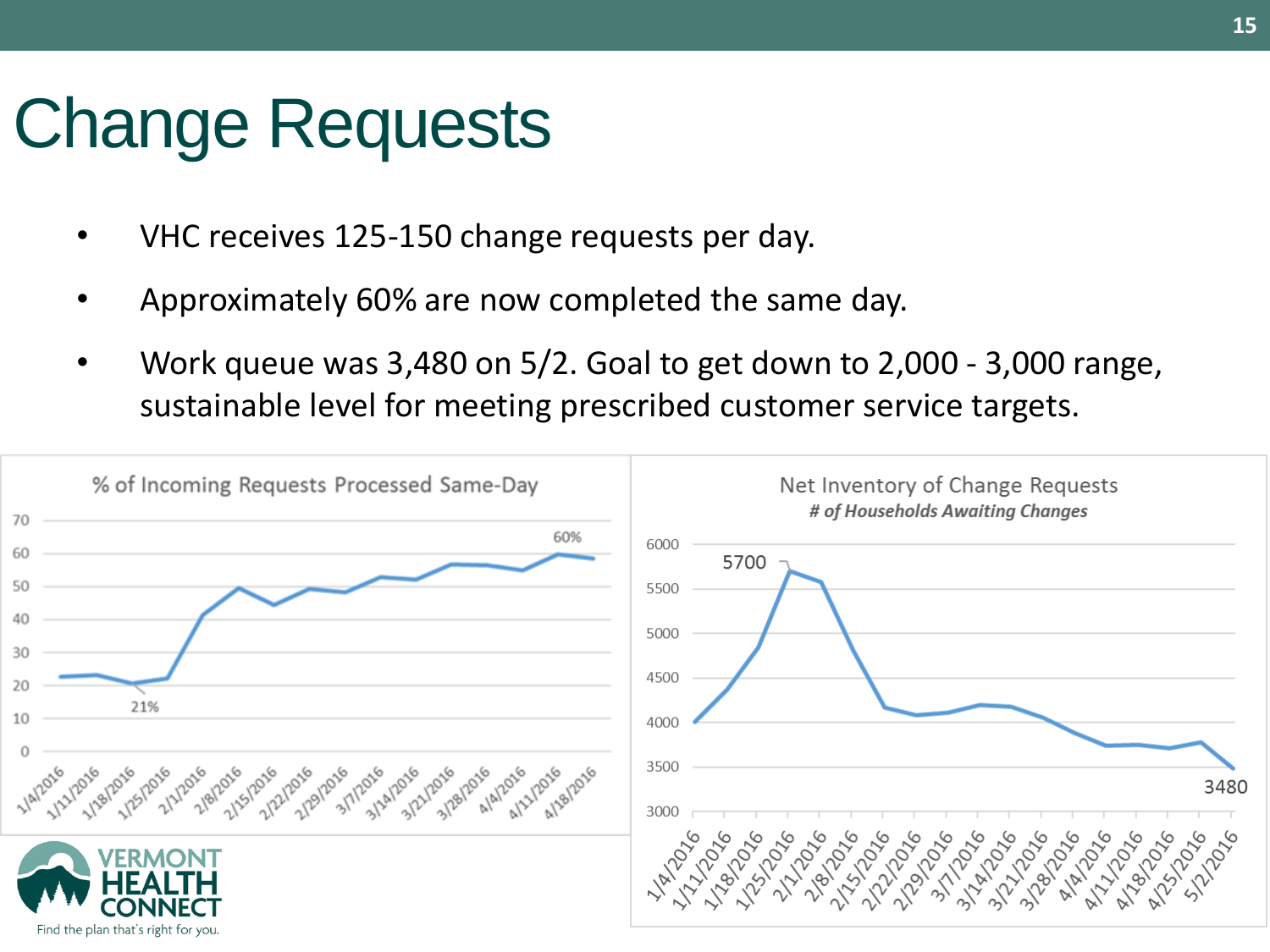# Change Requests

- VHC receives 125-150 change requests per day.
- Approximately 60% are now completed the same day.
- Work queue was 3,480 on 5/2. Goal to get down to 2,000 - 3,000 range, sustainable level for meeting prescribed customer service targets.

% of Incoming Requests Processed Same-Day

Net Inventory of Change Requests
*# of Households Awaiting Changes*

VERMONT HEALTH CONNECT
Find the plan that's right for you.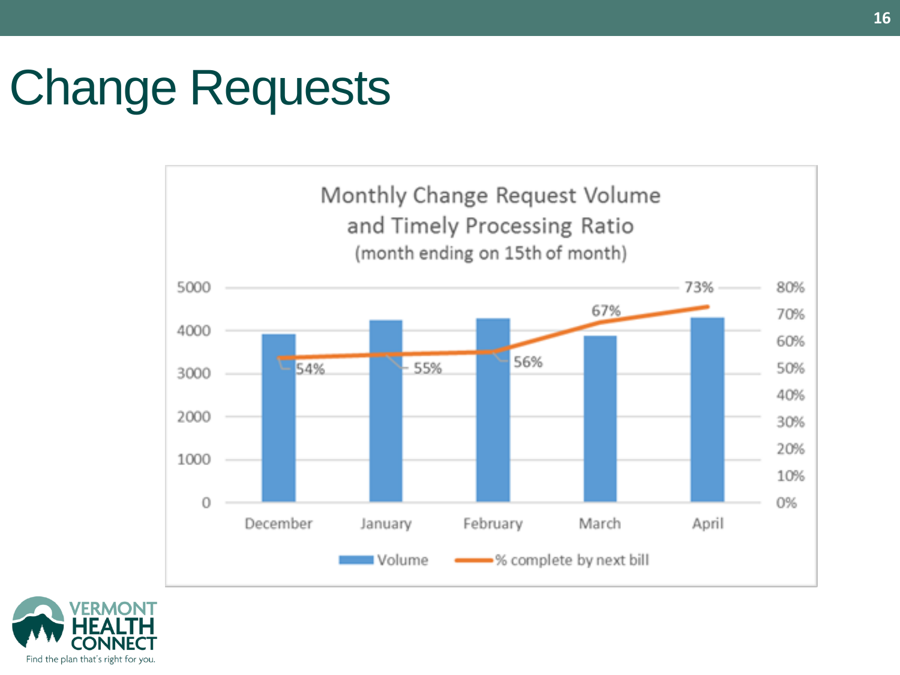# Change Requests

**Monthly Change Request Volume and Timely Processing Ratio**
(month ending on 15th of month)

| Month | Volume | % complete by next bill |
|---|---|---|
| December | | 54% |
| January | | 55% |
| February | | 56% |
| March | | 67% |
| April | | 73% |

VERMONT HEALTH CONNECT
Find the plan that's right for you.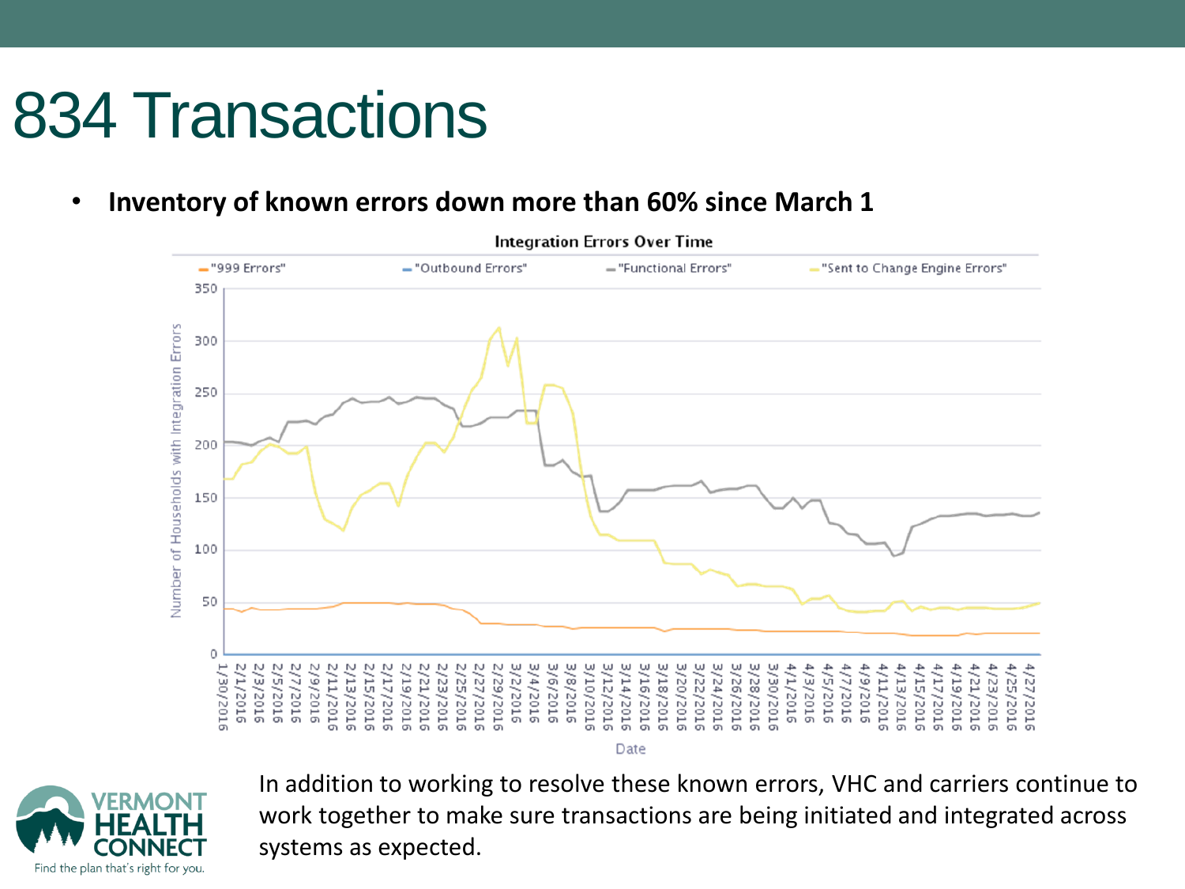# 834 Transactions

- **Inventory of known errors down more than 60% since March 1**

Integration Errors Over Time

"999 Errors" "Outbound Errors" "Functional Errors" "Sent to Change Engine Errors"

In addition to working to resolve these known errors, VHC and carriers continue to work together to make sure transactions are being initiated and integrated across systems as expected.

VERMONT HEALTH CONNECT

Find the plan that's right for you.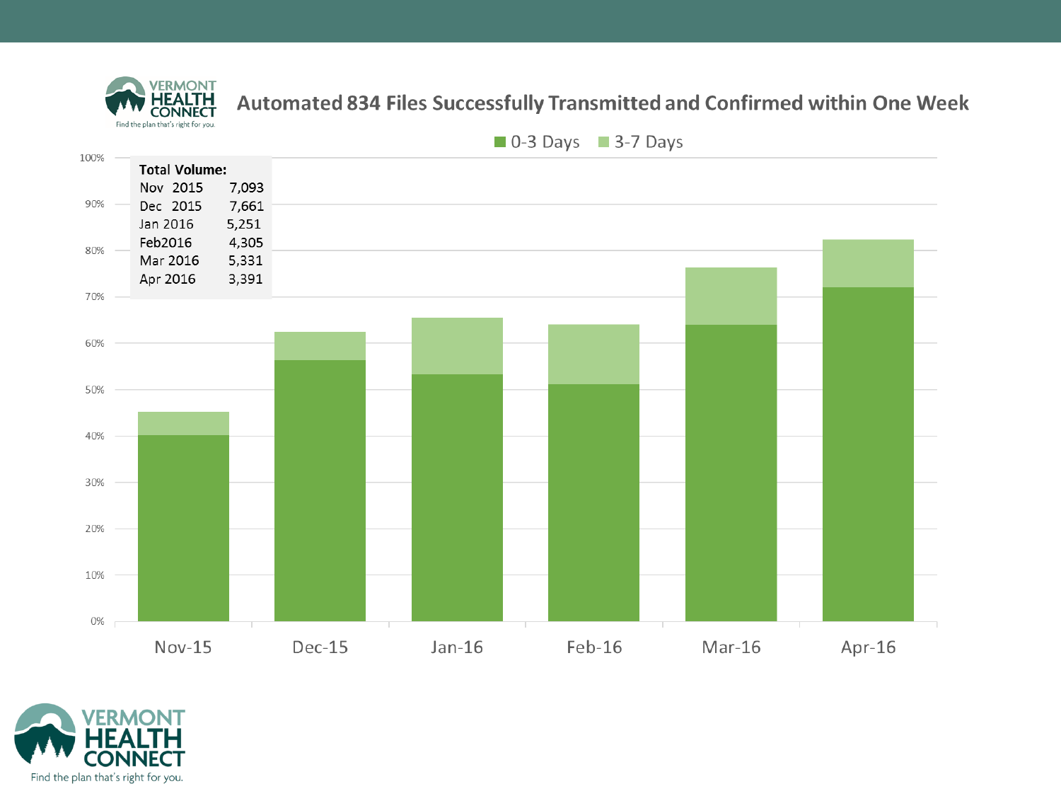# Automated 834 Files Successfully Transmitted and Confirmed within One Week

■ 0-3 Days ■ 3-7 Days

| Total Volume: | |
|---|---|
| Nov 2015 | 7,093 |
| Dec 2015 | 7,661 |
| Jan 2016 | 5,251 |
| Feb2016 | 4,305 |
| Mar 2016 | 5,331 |
| Apr 2016 | 3,391 |

100%
90%
80%
70%
60%
50%
40%
30%
20%
10%
0%

Nov-15 Dec-15 Jan-16 Feb-16 Mar-16 Apr-16

VERMONT HEALTH CONNECT
Find the plan that's right for you.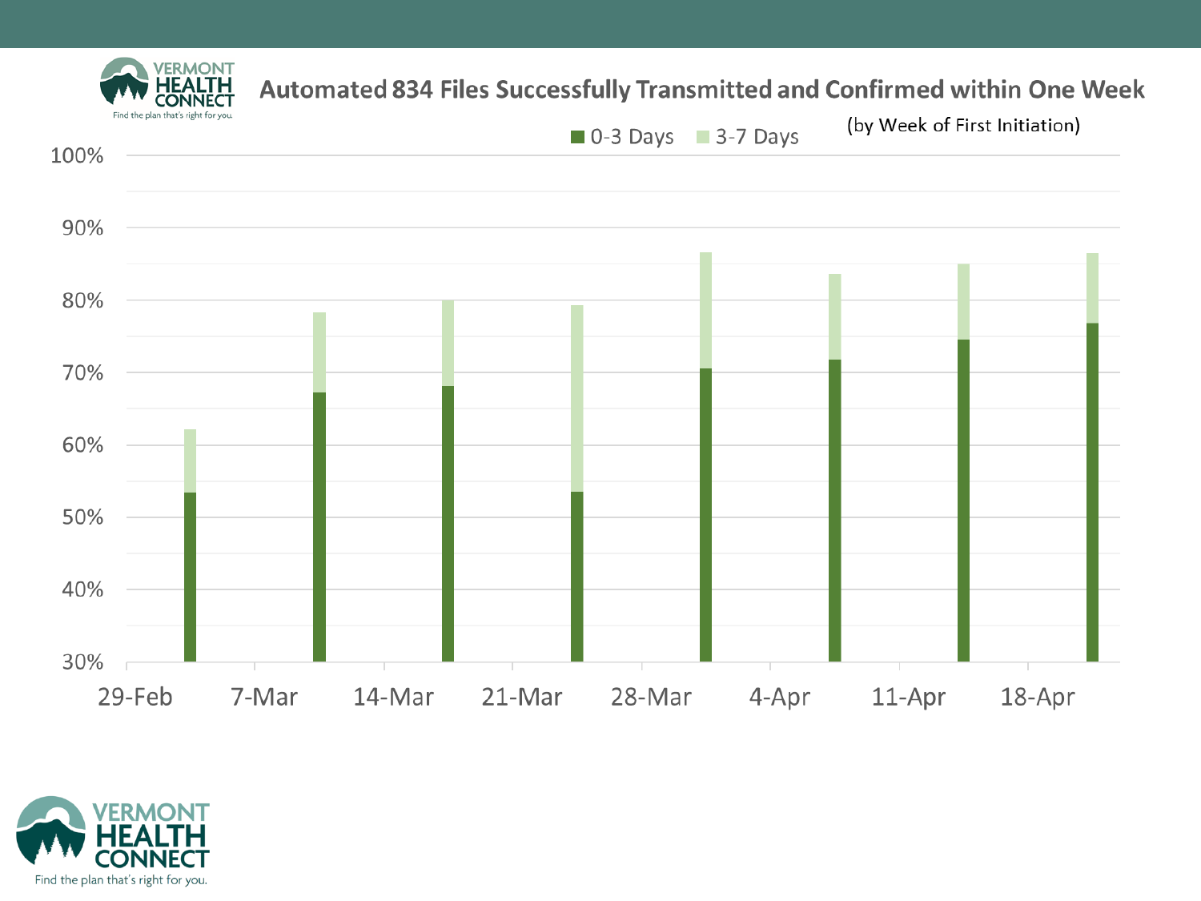## Automated 834 Files Successfully Transmitted and Confirmed within One Week

(by Week of First Initiation)

■ 0-3 Days ■ 3-7 Days

100%
90%
80%
70%
60%
50%
40%
30%

29-Feb 7-Mar 14-Mar 21-Mar 28-Mar 4-Apr 11-Apr 18-Apr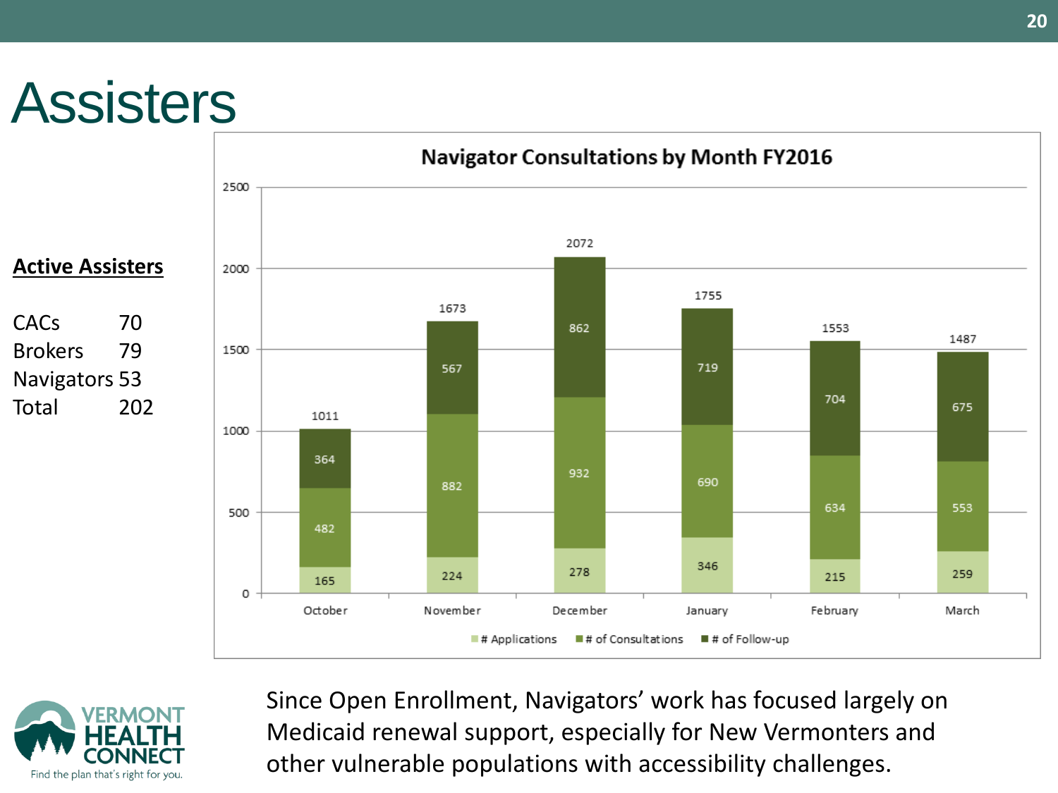# Assisters

**Active Assisters**

| | |
|---|---|
| CACs | 70 |
| Brokers | 79 |
| Navigators | 53 |
| Total | 202 |

Navigator Consultations by Month FY2016

2500
2000
1500
1000
500
0

October: 1011 — 165, 482, 364
November: 1673 — 224, 882, 567
December: 2072 — 278, 932, 862
January: 1755 — 346, 690, 719
February: 1553 — 215, 634, 704
March: 1487 — 259, 553, 675

# Applications   # of Consultations   # of Follow-up

VERMONT HEALTH CONNECT
Find the plan that's right for you.

Since Open Enrollment, Navigators' work has focused largely on Medicaid renewal support, especially for New Vermonters and other vulnerable populations with accessibility challenges.